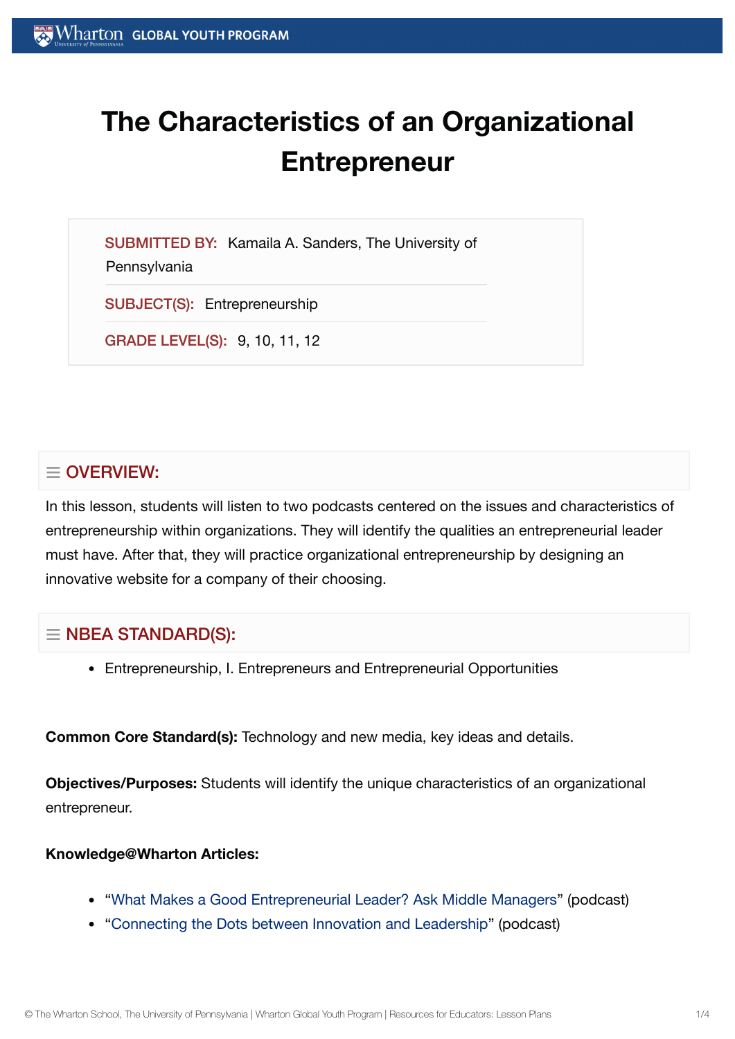# The Characteristics of an Organizational Entrepreneur

**SUBMITTED BY:** Kamaila A. Sanders, The University of Pennsylvania

**SUBJECT(S):** Entrepreneurship

**GRADE LEVEL(S):** 9, 10, 11, 12

## OVERVIEW:

In this lesson, students will listen to two podcasts centered on the issues and characteristics of entrepreneurship within organizations. They will identify the qualities an entrepreneurial leader must have. After that, they will practice organizational entrepreneurship by designing an innovative website for a company of their choosing.

## NBEA STANDARD(S):

- Entrepreneurship, I. Entrepreneurs and Entrepreneurial Opportunities

**Common Core Standard(s):** Technology and new media, key ideas and details.

**Objectives/Purposes:** Students will identify the unique characteristics of an organizational entrepreneur.

**Knowledge@Wharton Articles:**

- "What Makes a Good Entrepreneurial Leader? Ask Middle Managers" (podcast)
- "Connecting the Dots between Innovation and Leadership" (podcast)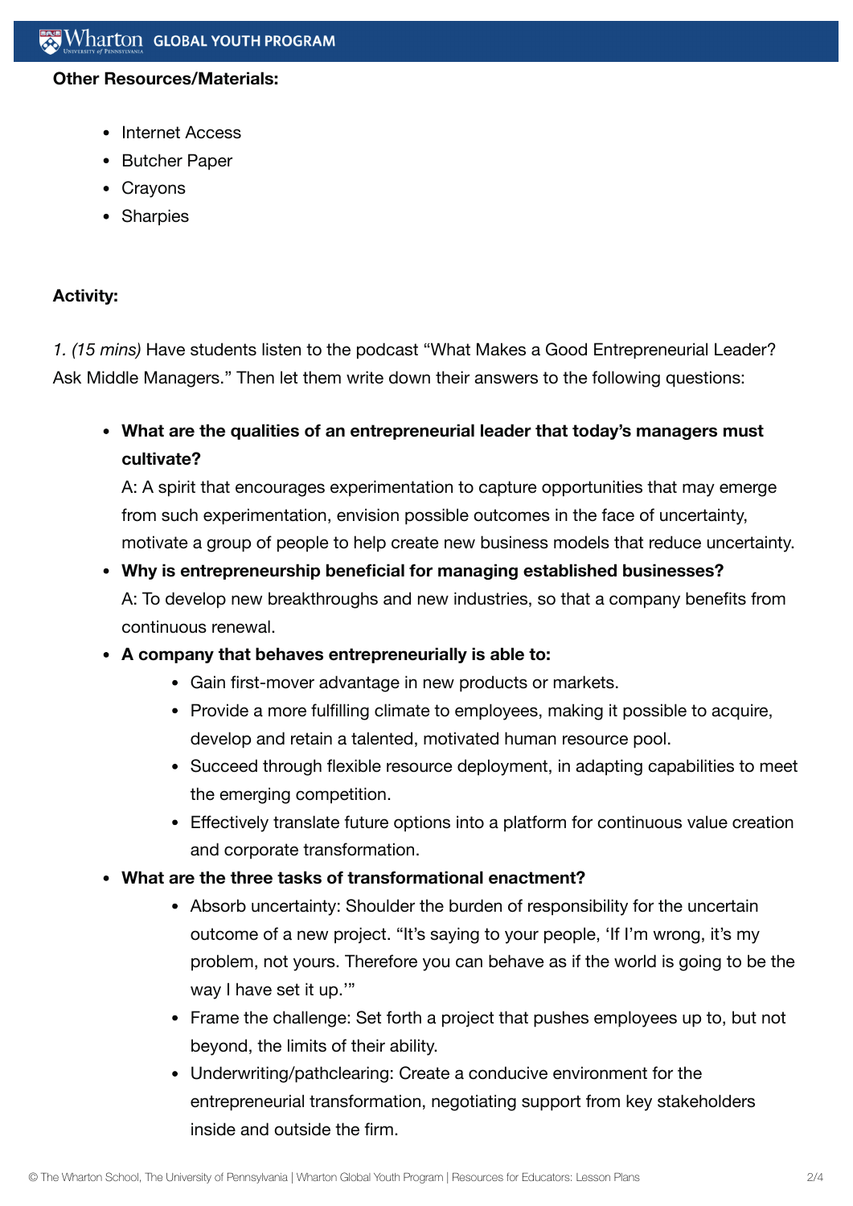**Other Resources/Materials:**

- Internet Access
- Butcher Paper
- Crayons
- Sharpies

**Activity:**

1. *(15 mins)* Have students listen to the podcast "What Makes a Good Entrepreneurial Leader? Ask Middle Managers." Then let them write down their answers to the following questions:

- **What are the qualities of an entrepreneurial leader that today's managers must cultivate?**
  A: A spirit that encourages experimentation to capture opportunities that may emerge from such experimentation, envision possible outcomes in the face of uncertainty, motivate a group of people to help create new business models that reduce uncertainty.
- **Why is entrepreneurship beneficial for managing established businesses?**
  A: To develop new breakthroughs and new industries, so that a company benefits from continuous renewal.
- **A company that behaves entrepreneurially is able to:**
  - Gain first-mover advantage in new products or markets.
  - Provide a more fulfilling climate to employees, making it possible to acquire, develop and retain a talented, motivated human resource pool.
  - Succeed through flexible resource deployment, in adapting capabilities to meet the emerging competition.
  - Effectively translate future options into a platform for continuous value creation and corporate transformation.
- **What are the three tasks of transformational enactment?**
  - Absorb uncertainty: Shoulder the burden of responsibility for the uncertain outcome of a new project. "It's saying to your people, 'If I'm wrong, it's my problem, not yours. Therefore you can behave as if the world is going to be the way I have set it up.'"
  - Frame the challenge: Set forth a project that pushes employees up to, but not beyond, the limits of their ability.
  - Underwriting/pathclearing: Create a conducive environment for the entrepreneurial transformation, negotiating support from key stakeholders inside and outside the firm.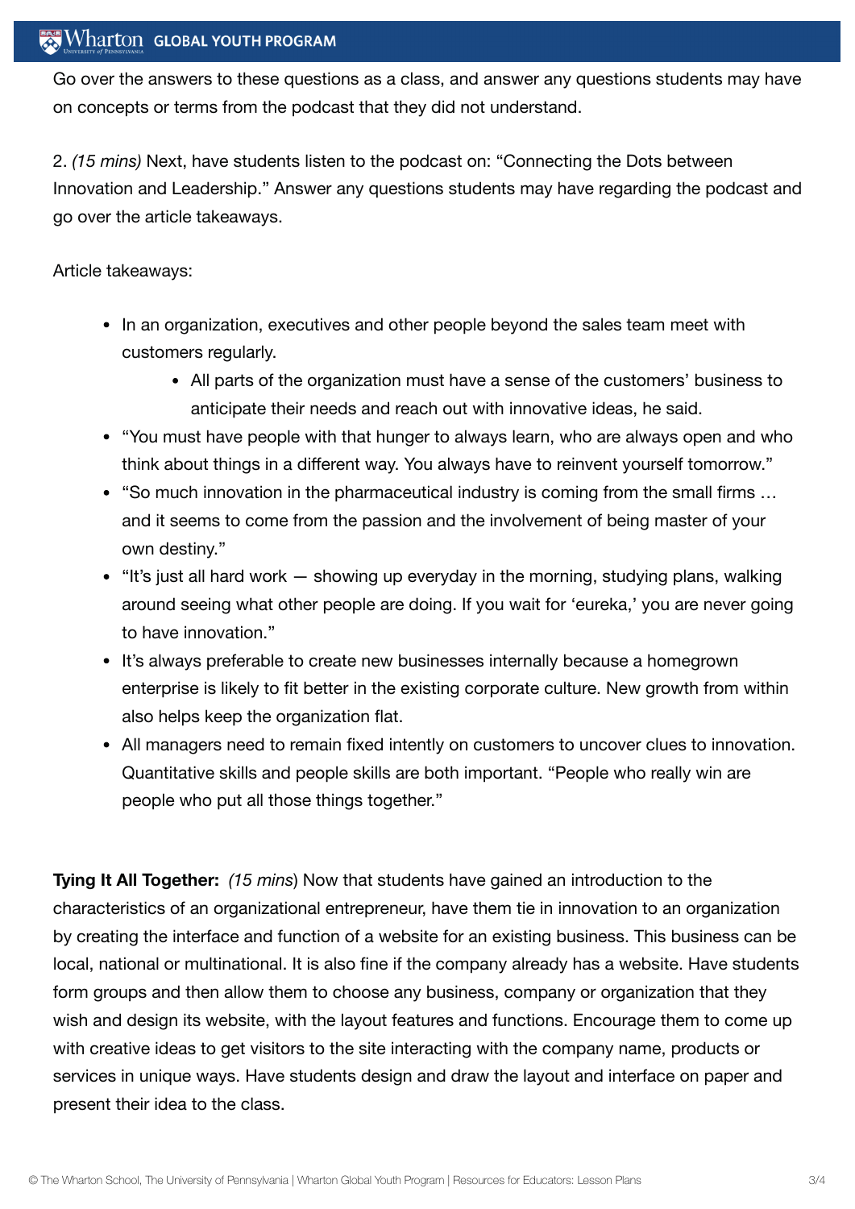Go over the answers to these questions as a class, and answer any questions students may have on concepts or terms from the podcast that they did not understand.

2. *(15 mins)* Next, have students listen to the podcast on: "Connecting the Dots between Innovation and Leadership." Answer any questions students may have regarding the podcast and go over the article takeaways.

Article takeaways:

- In an organization, executives and other people beyond the sales team meet with customers regularly.
    - All parts of the organization must have a sense of the customers' business to anticipate their needs and reach out with innovative ideas, he said.
- "You must have people with that hunger to always learn, who are always open and who think about things in a different way. You always have to reinvent yourself tomorrow."
- "So much innovation in the pharmaceutical industry is coming from the small firms … and it seems to come from the passion and the involvement of being master of your own destiny."
- "It's just all hard work — showing up everyday in the morning, studying plans, walking around seeing what other people are doing. If you wait for 'eureka,' you are never going to have innovation."
- It's always preferable to create new businesses internally because a homegrown enterprise is likely to fit better in the existing corporate culture. New growth from within also helps keep the organization flat.
- All managers need to remain fixed intently on customers to uncover clues to innovation. Quantitative skills and people skills are both important. "People who really win are people who put all those things together."

**Tying It All Together:** *(15 mins)* Now that students have gained an introduction to the characteristics of an organizational entrepreneur, have them tie in innovation to an organization by creating the interface and function of a website for an existing business. This business can be local, national or multinational. It is also fine if the company already has a website. Have students form groups and then allow them to choose any business, company or organization that they wish and design its website, with the layout features and functions. Encourage them to come up with creative ideas to get visitors to the site interacting with the company name, products or services in unique ways. Have students design and draw the layout and interface on paper and present their idea to the class.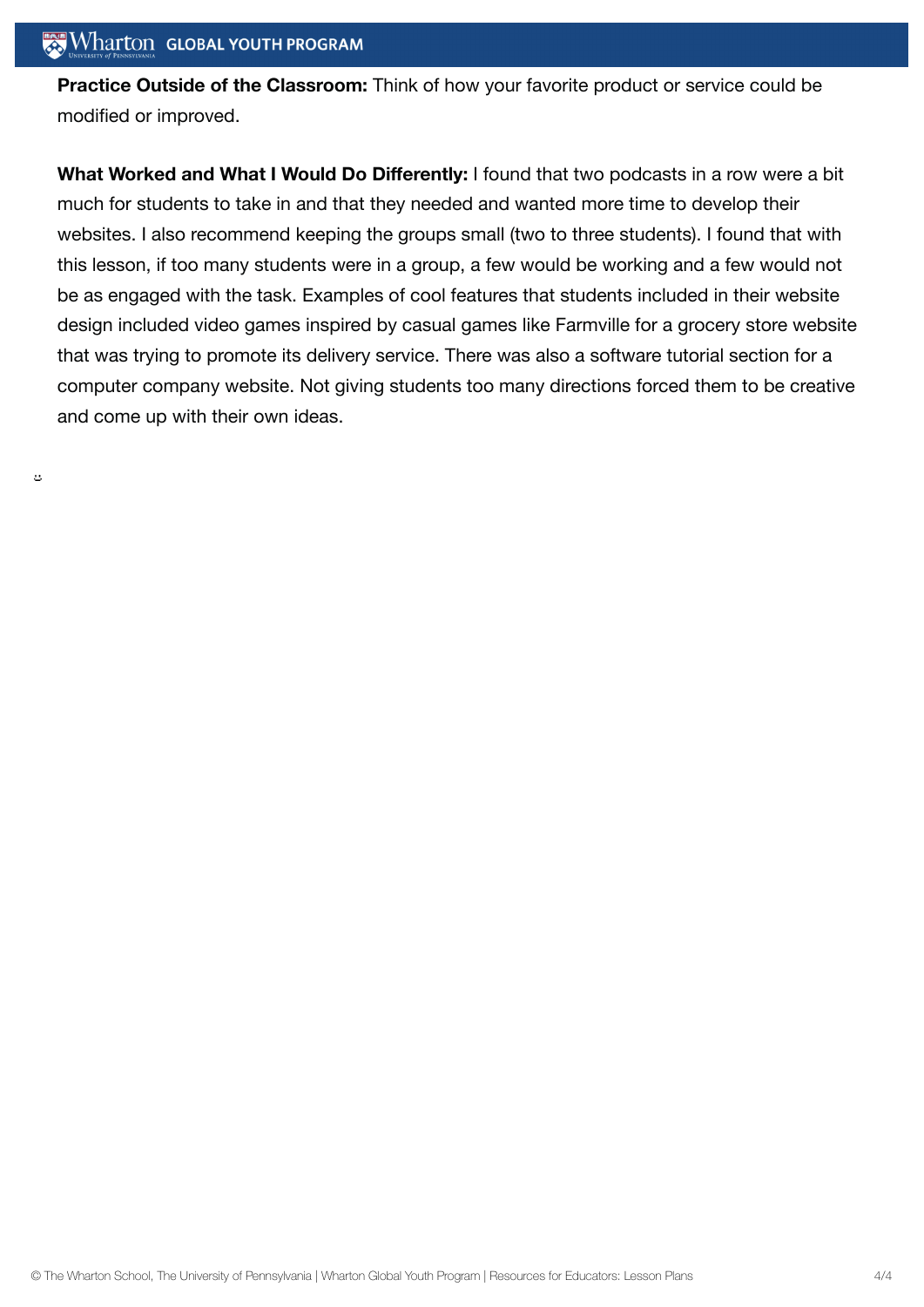**Practice Outside of the Classroom:** Think of how your favorite product or service could be modified or improved.

**What Worked and What I Would Do Differently:** I found that two podcasts in a row were a bit much for students to take in and that they needed and wanted more time to develop their websites. I also recommend keeping the groups small (two to three students). I found that with this lesson, if too many students were in a group, a few would be working and a few would not be as engaged with the task. Examples of cool features that students included in their website design included video games inspired by casual games like Farmville for a grocery store website that was trying to promote its delivery service. There was also a software tutorial section for a computer company website. Not giving students too many directions forced them to be creative and come up with their own ideas.